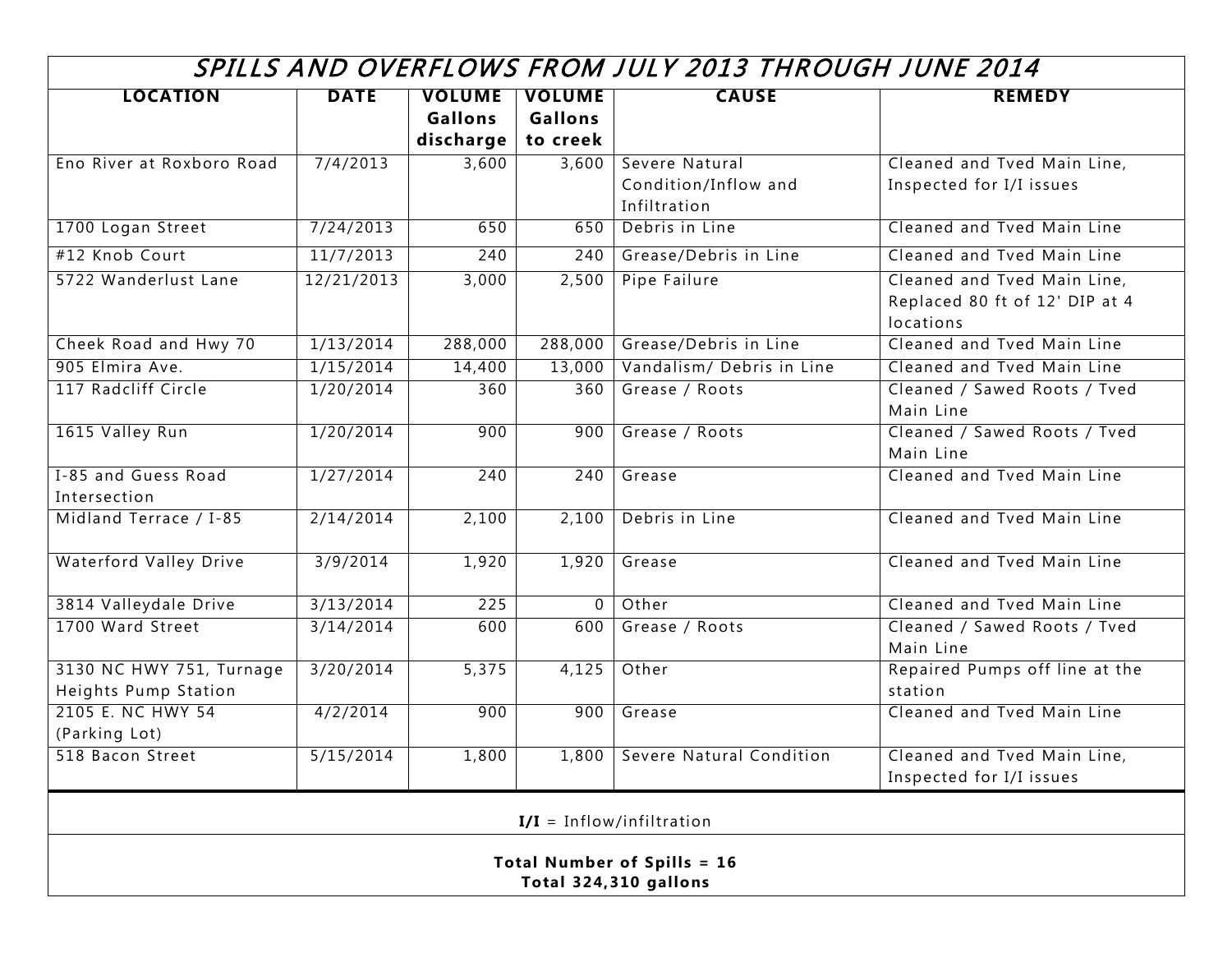# SPILLS AND OVERFLOWS FROM JULY 2013 THROUGH JUNE 2014

| LOCATION | DATE | VOLUME Gallons discharge | VOLUME Gallons to creek | CAUSE | REMEDY |
|---|---|---|---|---|---|
| Eno River at Roxboro Road | 7/4/2013 | 3,600 | 3,600 | Severe Natural Condition/Inflow and Infiltration | Cleaned and Tved Main Line, Inspected for I/I issues |
| 1700 Logan Street | 7/24/2013 | 650 | 650 | Debris in Line | Cleaned and Tved Main Line |
| #12 Knob Court | 11/7/2013 | 240 | 240 | Grease/Debris in Line | Cleaned and Tved Main Line |
| 5722 Wanderlust Lane | 12/21/2013 | 3,000 | 2,500 | Pipe Failure | Cleaned and Tved Main Line, Replaced 80 ft of 12' DIP at 4 locations |
| Cheek Road and Hwy 70 | 1/13/2014 | 288,000 | 288,000 | Grease/Debris in Line | Cleaned and Tved Main Line |
| 905 Elmira Ave. | 1/15/2014 | 14,400 | 13,000 | Vandalism/ Debris in Line | Cleaned and Tved Main Line |
| 117 Radcliff Circle | 1/20/2014 | 360 | 360 | Grease / Roots | Cleaned / Sawed Roots / Tved Main Line |
| 1615 Valley Run | 1/20/2014 | 900 | 900 | Grease / Roots | Cleaned / Sawed Roots / Tved Main Line |
| I-85 and Guess Road Intersection | 1/27/2014 | 240 | 240 | Grease | Cleaned and Tved Main Line |
| Midland Terrace / I-85 | 2/14/2014 | 2,100 | 2,100 | Debris in Line | Cleaned and Tved Main Line |
| Waterford Valley Drive | 3/9/2014 | 1,920 | 1,920 | Grease | Cleaned and Tved Main Line |
| 3814 Valleydale Drive | 3/13/2014 | 225 | 0 | Other | Cleaned and Tved Main Line |
| 1700 Ward Street | 3/14/2014 | 600 | 600 | Grease / Roots | Cleaned / Sawed Roots / Tved Main Line |
| 3130 NC HWY 751, Turnage Heights Pump Station | 3/20/2014 | 5,375 | 4,125 | Other | Repaired Pumps off line at the station |
| 2105 E. NC HWY 54 (Parking Lot) | 4/2/2014 | 900 | 900 | Grease | Cleaned and Tved Main Line |
| 518 Bacon Street | 5/15/2014 | 1,800 | 1,800 | Severe Natural Condition | Cleaned and Tved Main Line, Inspected for I/I issues |

**I/I** = Inflow/infiltration

**Total Number of Spills = 16**
**Total 324,310 gallons**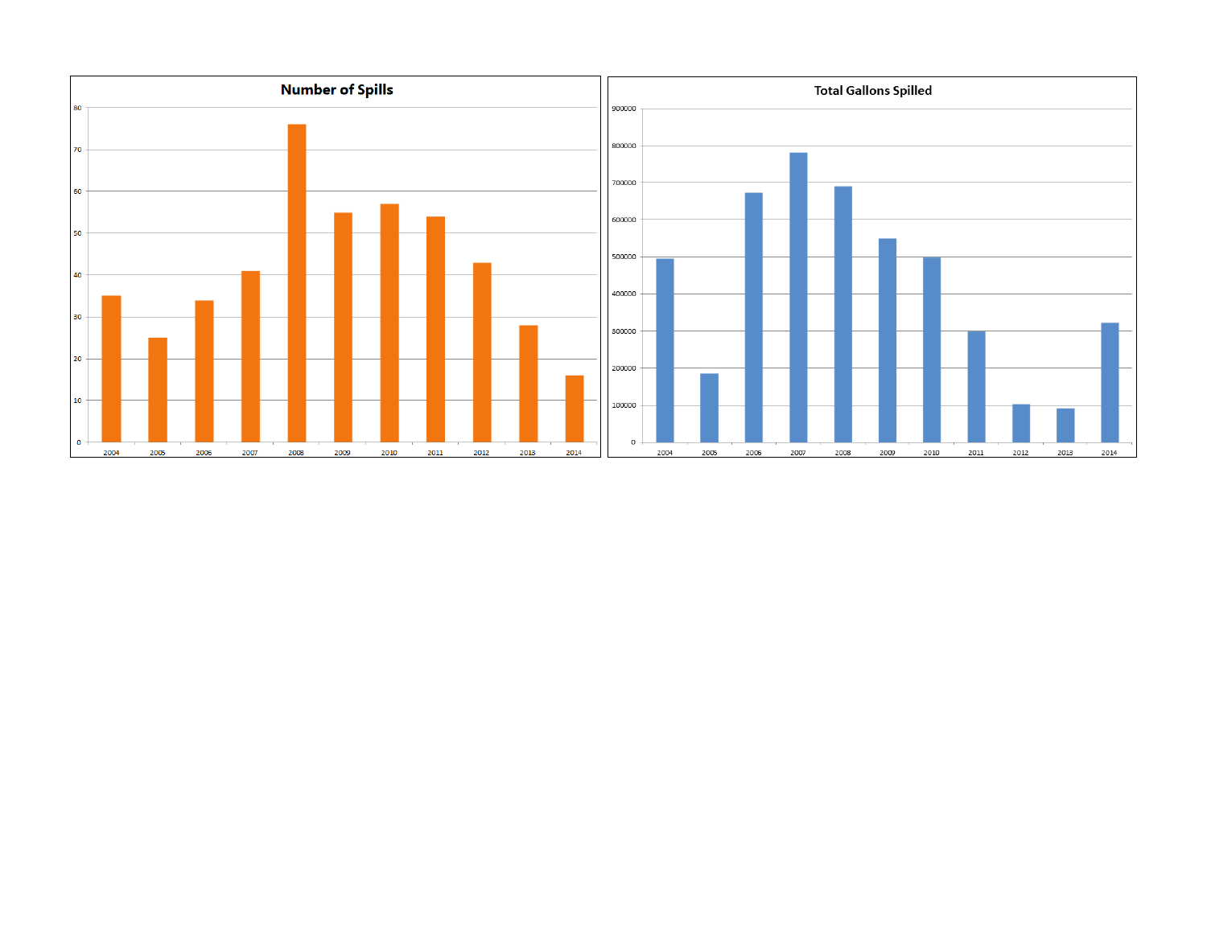**Number of Spills**

0
10
20
30
40
50
60
70
80

2004
2005
2006
2007
2008
2009
2010
2011
2012
2013
2014

**Total Gallons Spilled**

0
100000
200000
300000
400000
500000
600000
700000
800000
900000

2004
2005
2006
2007
2008
2009
2010
2011
2012
2013
2014